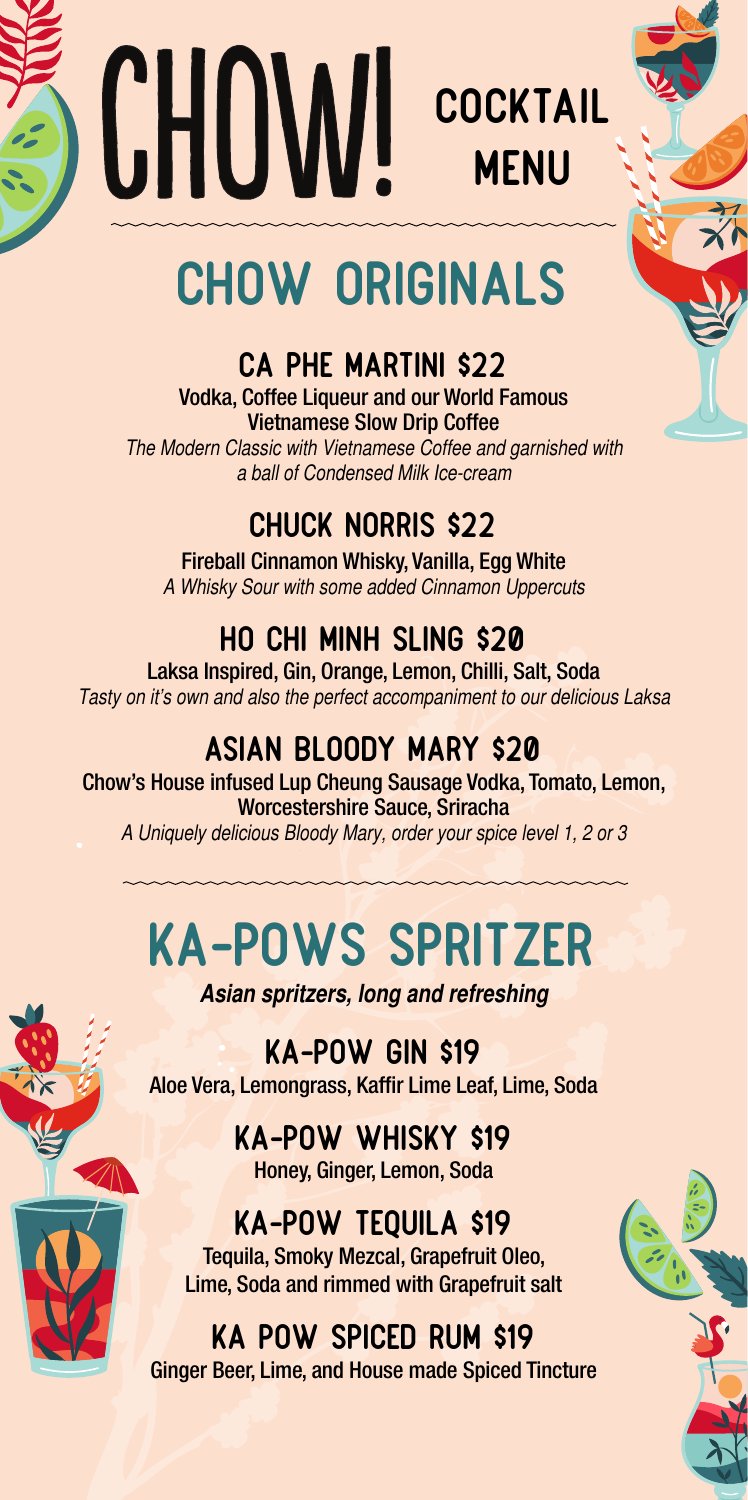# CHOW! COCKTAIL MENU

## CHOW ORIGINALS

### CA PHE MARTINI $22

**Vodka, Coffee Liqueur and our World Famous Vietnamese Slow Drip Coffee**

*The Modern Classic with Vietnamese Coffee and garnished with a ball of Condensed Milk Ice-cream*

### CHUCK NORRIS $22

**Fireball Cinnamon Whisky, Vanilla, Egg White**

*A Whisky Sour with some added Cinnamon Uppercuts*

### HO CHI MINH SLING $20

**Laksa Inspired, Gin, Orange, Lemon, Chilli, Salt, Soda**

*Tasty on it's own and also the perfect accompaniment to our delicious Laksa*

### ASIAN BLOODY MARY $20

**Chow's House infused Lup Cheung Sausage Vodka, Tomato, Lemon, Worcestershire Sauce, Sriracha**

*A Uniquely delicious Bloody Mary, order your spice level 1, 2 or 3*

## KA-POWS SPRITZER

***Asian spritzers, long and refreshing***

### KA-POW GIN $19

**Aloe Vera, Lemongrass, Kaffir Lime Leaf, Lime, Soda**

### KA-POW WHISKY $19

**Honey, Ginger, Lemon, Soda**

### KA-POW TEQUILA $19

**Tequila, Smoky Mezcal, Grapefruit Oleo, Lime, Soda and rimmed with Grapefruit salt**

### KA POW SPICED RUM $19

**Ginger Beer, Lime, and House made Spiced Tincture**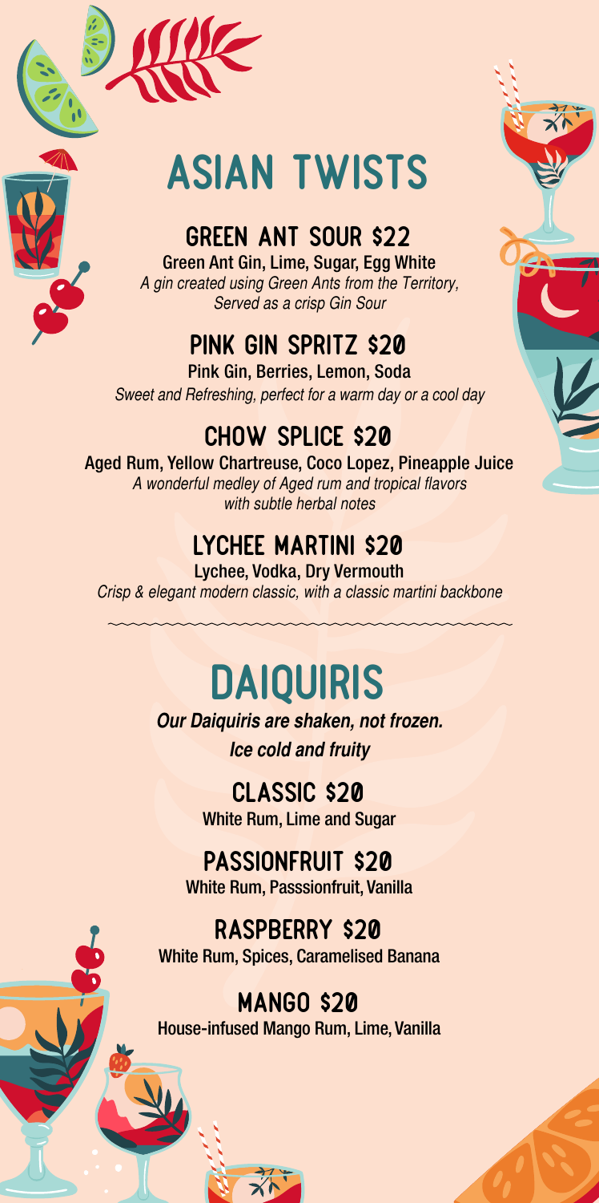# ASIAN TWISTS

## GREEN ANT SOUR $22

**Green Ant Gin, Lime, Sugar, Egg White**

*A gin created using Green Ants from the Territory, Served as a crisp Gin Sour*

## PINK GIN SPRITZ $20

**Pink Gin, Berries, Lemon, Soda**

*Sweet and Refreshing, perfect for a warm day or a cool day*

## CHOW SPLICE $20

**Aged Rum, Yellow Chartreuse, Coco Lopez, Pineapple Juice**

*A wonderful medley of Aged rum and tropical flavors with subtle herbal notes*

## LYCHEE MARTINI $20

**Lychee, Vodka, Dry Vermouth**

*Crisp & elegant modern classic, with a classic martini backbone*

---

# DAIQUIRIS

***Our Daiquiris are shaken, not frozen.***

***Ice cold and fruity***

## CLASSIC $20

**White Rum, Lime and Sugar**

## PASSIONFRUIT $20

**White Rum, Passsionfruit, Vanilla**

## RASPBERRY $20

**White Rum, Spices, Caramelised Banana**

## MANGO $20

**House-infused Mango Rum, Lime, Vanilla**